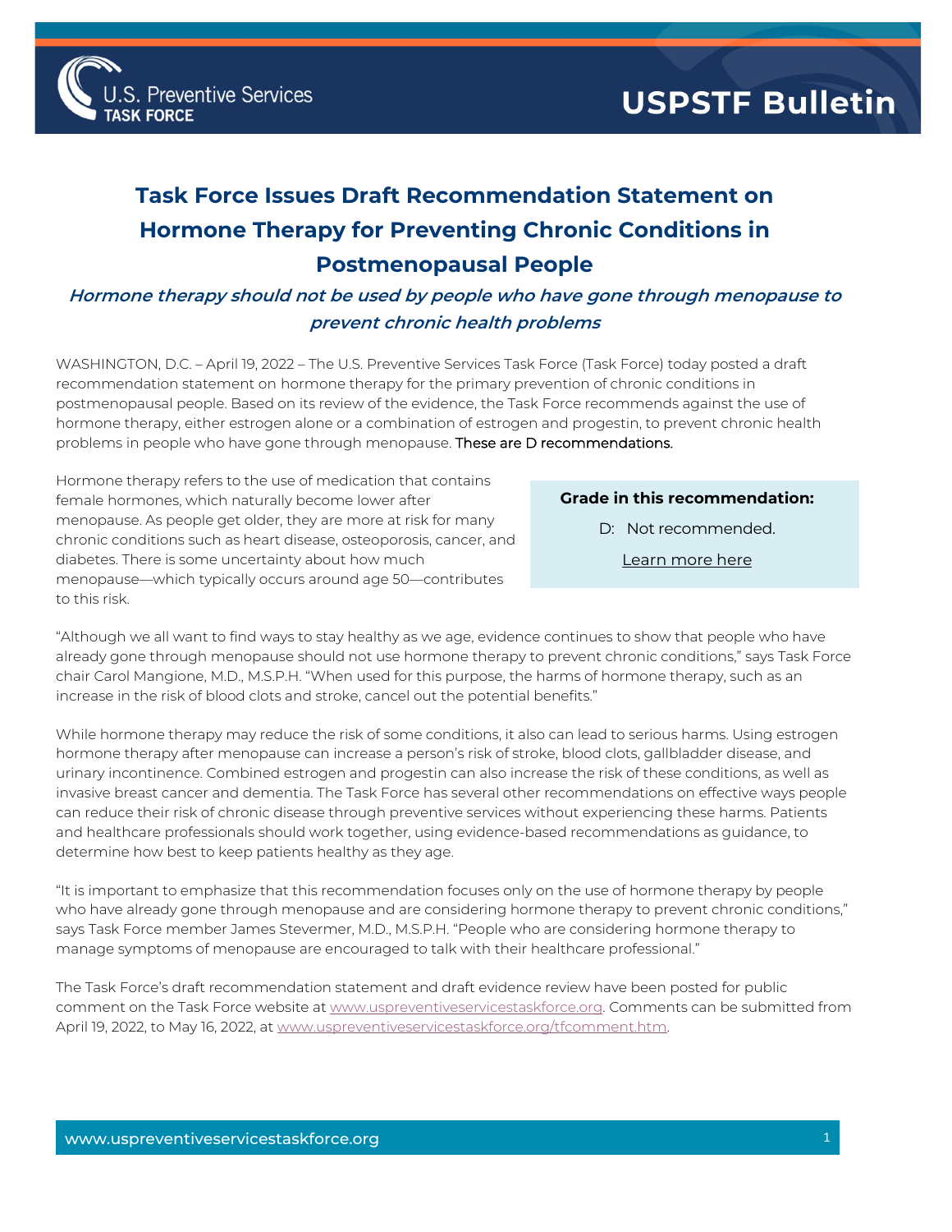USPSTF Bulletin

# Task Force Issues Draft Recommendation Statement on Hormone Therapy for Preventing Chronic Conditions in Postmenopausal People

***Hormone therapy should not be used by people who have gone through menopause to prevent chronic health problems***

WASHINGTON, D.C. – April 19, 2022 – The U.S. Preventive Services Task Force (Task Force) today posted a draft recommendation statement on hormone therapy for the primary prevention of chronic conditions in postmenopausal people. Based on its review of the evidence, the Task Force recommends against the use of hormone therapy, either estrogen alone or a combination of estrogen and progestin, to prevent chronic health problems in people who have gone through menopause. These are D recommendations.

Hormone therapy refers to the use of medication that contains female hormones, which naturally become lower after menopause. As people get older, they are more at risk for many chronic conditions such as heart disease, osteoporosis, cancer, and diabetes. There is some uncertainty about how much menopause—which typically occurs around age 50—contributes to this risk.

> **Grade in this recommendation:**
>
> D: Not recommended.
>
> Learn more here

"Although we all want to find ways to stay healthy as we age, evidence continues to show that people who have already gone through menopause should not use hormone therapy to prevent chronic conditions," says Task Force chair Carol Mangione, M.D., M.S.P.H. "When used for this purpose, the harms of hormone therapy, such as an increase in the risk of blood clots and stroke, cancel out the potential benefits."

While hormone therapy may reduce the risk of some conditions, it also can lead to serious harms. Using estrogen hormone therapy after menopause can increase a person's risk of stroke, blood clots, gallbladder disease, and urinary incontinence. Combined estrogen and progestin can also increase the risk of these conditions, as well as invasive breast cancer and dementia. The Task Force has several other recommendations on effective ways people can reduce their risk of chronic disease through preventive services without experiencing these harms. Patients and healthcare professionals should work together, using evidence-based recommendations as guidance, to determine how best to keep patients healthy as they age.

"It is important to emphasize that this recommendation focuses only on the use of hormone therapy by people who have already gone through menopause and are considering hormone therapy to prevent chronic conditions," says Task Force member James Stevermer, M.D., M.S.P.H. "People who are considering hormone therapy to manage symptoms of menopause are encouraged to talk with their healthcare professional."

The Task Force's draft recommendation statement and draft evidence review have been posted for public comment on the Task Force website at www.uspreventiveservicestaskforce.org. Comments can be submitted from April 19, 2022, to May 16, 2022, at www.uspreventiveservicestaskforce.org/tfcomment.htm.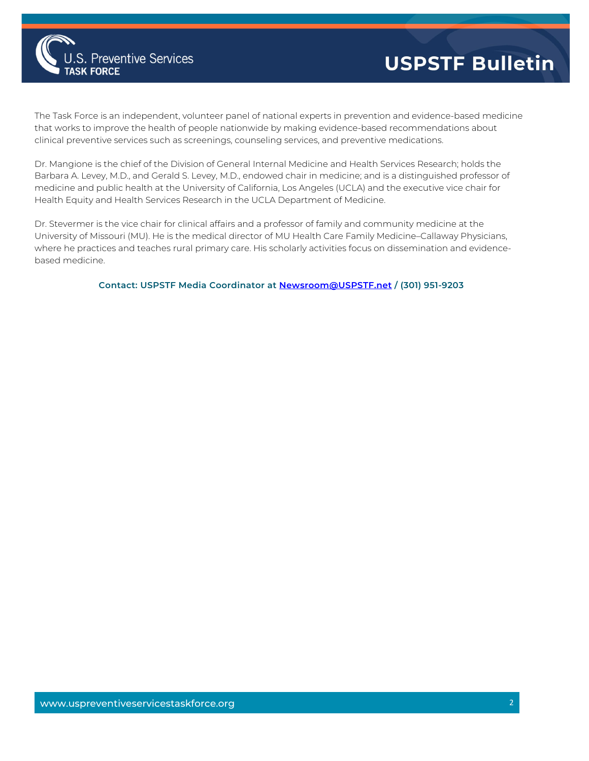The Task Force is an independent, volunteer panel of national experts in prevention and evidence-based medicine that works to improve the health of people nationwide by making evidence-based recommendations about clinical preventive services such as screenings, counseling services, and preventive medications.

Dr. Mangione is the chief of the Division of General Internal Medicine and Health Services Research; holds the Barbara A. Levey, M.D., and Gerald S. Levey, M.D., endowed chair in medicine; and is a distinguished professor of medicine and public health at the University of California, Los Angeles (UCLA) and the executive vice chair for Health Equity and Health Services Research in the UCLA Department of Medicine.

Dr. Stevermer is the vice chair for clinical affairs and a professor of family and community medicine at the University of Missouri (MU). He is the medical director of MU Health Care Family Medicine–Callaway Physicians, where he practices and teaches rural primary care. His scholarly activities focus on dissemination and evidence-based medicine.

**Contact: USPSTF Media Coordinator at [Newsroom@USPSTF.net](mailto:Newsroom@USPSTF.net) / (301) 951-9203**